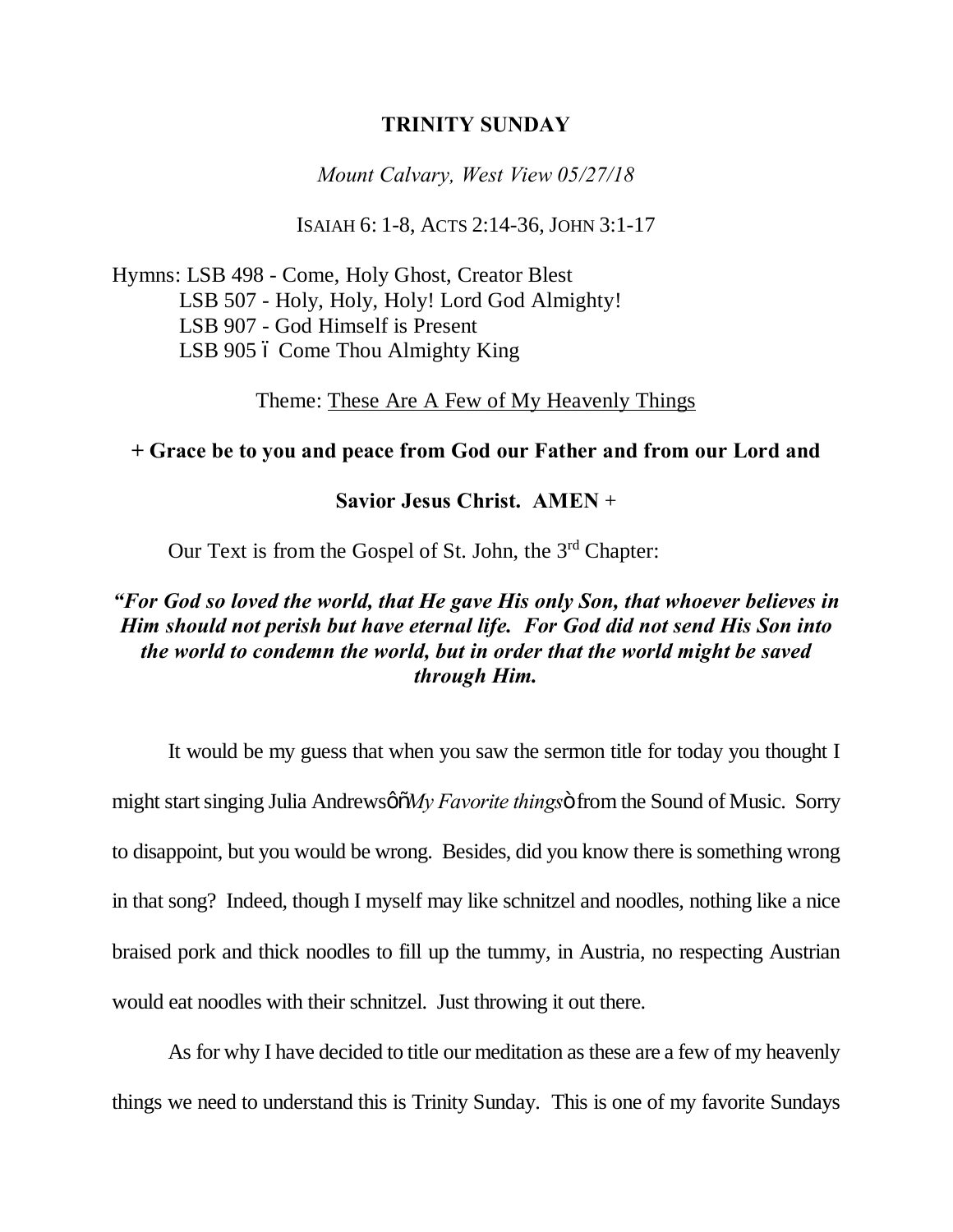# TRINITY SUNDAY

*Mount Calvary, West View 05/27/18*

ISAIAH 6: 1-8, ACTS 2:14-36, JOHN 3:1-17

Hymns: LSB 498 - Come, Holy Ghost, Creator Blest
LSB 507 - Holy, Holy, Holy! Lord God Almighty!
LSB 907 - God Himself is Present
LSB 905 ó Come Thou Almighty King

Theme: <u>These Are A Few of My Heavenly Things</u>

**+ Grace be to you and peace from God our Father and from our Lord and Savior Jesus Christ. AMEN +**

Our Text is from the Gospel of St. John, the 3rd Chapter:

***"For God so loved the world, that He gave His only Son, that whoever believes in Him should not perish but have eternal life. For God did not send His Son into the world to condemn the world, but in order that the world might be saved through Him.***

It would be my guess that when you saw the sermon title for today you thought I might start singing Julia Andrewsô ñ*My Favorite things*ò from the Sound of Music. Sorry to disappoint, but you would be wrong. Besides, did you know there is something wrong in that song? Indeed, though I myself may like schnitzel and noodles, nothing like a nice braised pork and thick noodles to fill up the tummy, in Austria, no respecting Austrian would eat noodles with their schnitzel. Just throwing it out there.

As for why I have decided to title our meditation as these are a few of my heavenly things we need to understand this is Trinity Sunday. This is one of my favorite Sundays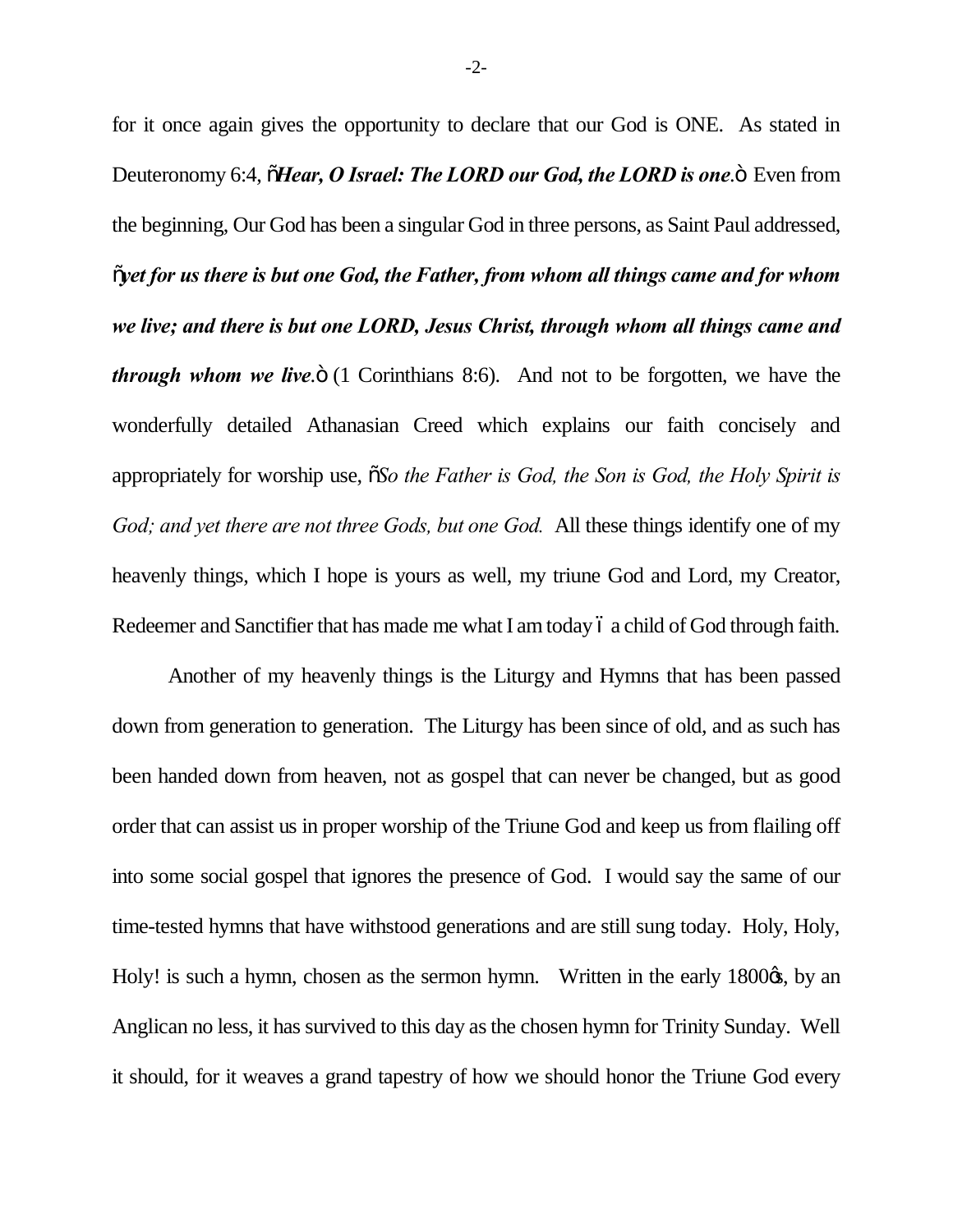for it once again gives the opportunity to declare that our God is ONE. As stated in Deuteronomy 6:4, "***Hear, O Israel: The LORD our God, the LORD is one.***" Even from the beginning, Our God has been a singular God in three persons, as Saint Paul addressed, "***yet for us there is but one God, the Father, from whom all things came and for whom we live; and there is but one LORD, Jesus Christ, through whom all things came and through whom we live.***" (1 Corinthians 8:6). And not to be forgotten, we have the wonderfully detailed Athanasian Creed which explains our faith concisely and appropriately for worship use, "*So the Father is God, the Son is God, the Holy Spirit is God; and yet there are not three Gods, but one God.* All these things identify one of my heavenly things, which I hope is yours as well, my triune God and Lord, my Creator, Redeemer and Sanctifier that has made me what I am today – a child of God through faith.

Another of my heavenly things is the Liturgy and Hymns that has been passed down from generation to generation. The Liturgy has been since of old, and as such has been handed down from heaven, not as gospel that can never be changed, but as good order that can assist us in proper worship of the Triune God and keep us from flailing off into some social gospel that ignores the presence of God. I would say the same of our time-tested hymns that have withstood generations and are still sung today. Holy, Holy, Holy! is such a hymn, chosen as the sermon hymn. Written in the early 1800's, by an Anglican no less, it has survived to this day as the chosen hymn for Trinity Sunday. Well it should, for it weaves a grand tapestry of how we should honor the Triune God every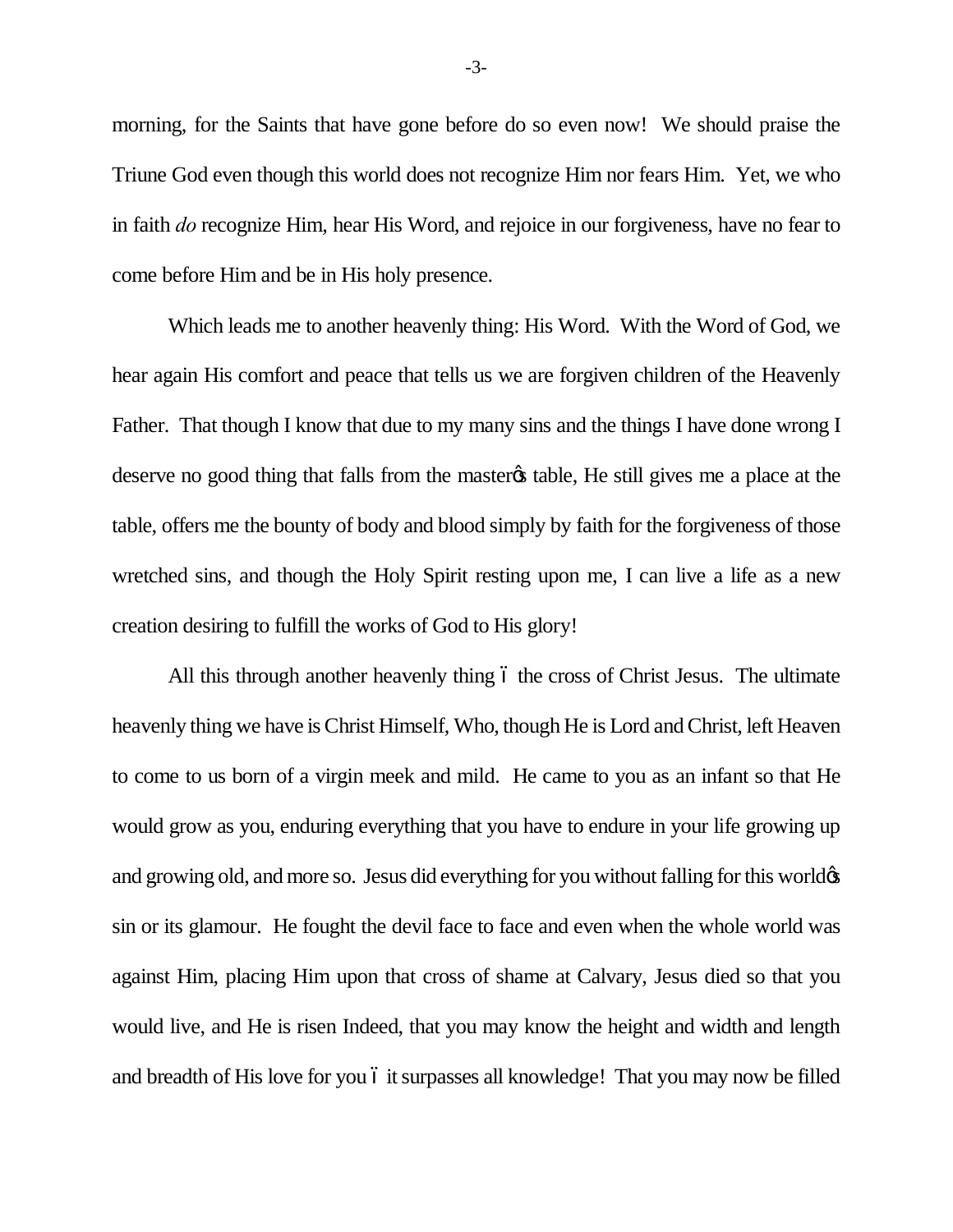morning, for the Saints that have gone before do so even now! We should praise the Triune God even though this world does not recognize Him nor fears Him. Yet, we who in faith *do* recognize Him, hear His Word, and rejoice in our forgiveness, have no fear to come before Him and be in His holy presence.

Which leads me to another heavenly thing: His Word. With the Word of God, we hear again His comfort and peace that tells us we are forgiven children of the Heavenly Father. That though I know that due to my many sins and the things I have done wrong I deserve no good thing that falls from the master's table, He still gives me a place at the table, offers me the bounty of body and blood simply by faith for the forgiveness of those wretched sins, and though the Holy Spirit resting upon me, I can live a life as a new creation desiring to fulfill the works of God to His glory!

All this through another heavenly thing – the cross of Christ Jesus. The ultimate heavenly thing we have is Christ Himself, Who, though He is Lord and Christ, left Heaven to come to us born of a virgin meek and mild. He came to you as an infant so that He would grow as you, enduring everything that you have to endure in your life growing up and growing old, and more so. Jesus did everything for you without falling for this world's sin or its glamour. He fought the devil face to face and even when the whole world was against Him, placing Him upon that cross of shame at Calvary, Jesus died so that you would live, and He is risen Indeed, that you may know the height and width and length and breadth of His love for you – it surpasses all knowledge! That you may now be filled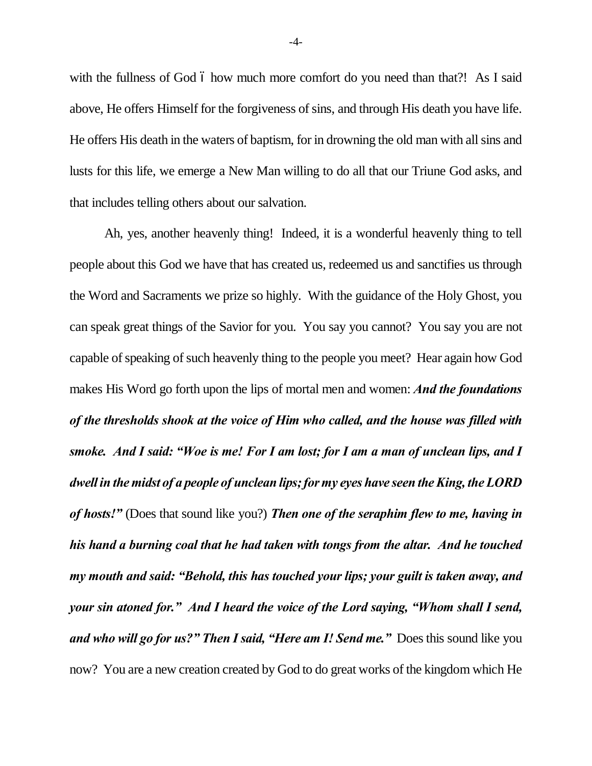with the fullness of God – how much more comfort do you need than that?! As I said above, He offers Himself for the forgiveness of sins, and through His death you have life. He offers His death in the waters of baptism, for in drowning the old man with all sins and lusts for this life, we emerge a New Man willing to do all that our Triune God asks, and that includes telling others about our salvation.

Ah, yes, another heavenly thing! Indeed, it is a wonderful heavenly thing to tell people about this God we have that has created us, redeemed us and sanctifies us through the Word and Sacraments we prize so highly. With the guidance of the Holy Ghost, you can speak great things of the Savior for you. You say you cannot? You say you are not capable of speaking of such heavenly thing to the people you meet? Hear again how God makes His Word go forth upon the lips of mortal men and women: ***And the foundations of the thresholds shook at the voice of Him who called, and the house was filled with smoke. And I said: "Woe is me! For I am lost; for I am a man of unclean lips, and I dwell in the midst of a people of unclean lips; for my eyes have seen the King, the LORD of hosts!"*** (Does that sound like you?) ***Then one of the seraphim flew to me, having in his hand a burning coal that he had taken with tongs from the altar. And he touched my mouth and said: "Behold, this has touched your lips; your guilt is taken away, and your sin atoned for." And I heard the voice of the Lord saying, "Whom shall I send, and who will go for us?" Then I said, "Here am I! Send me."*** Does this sound like you now? You are a new creation created by God to do great works of the kingdom which He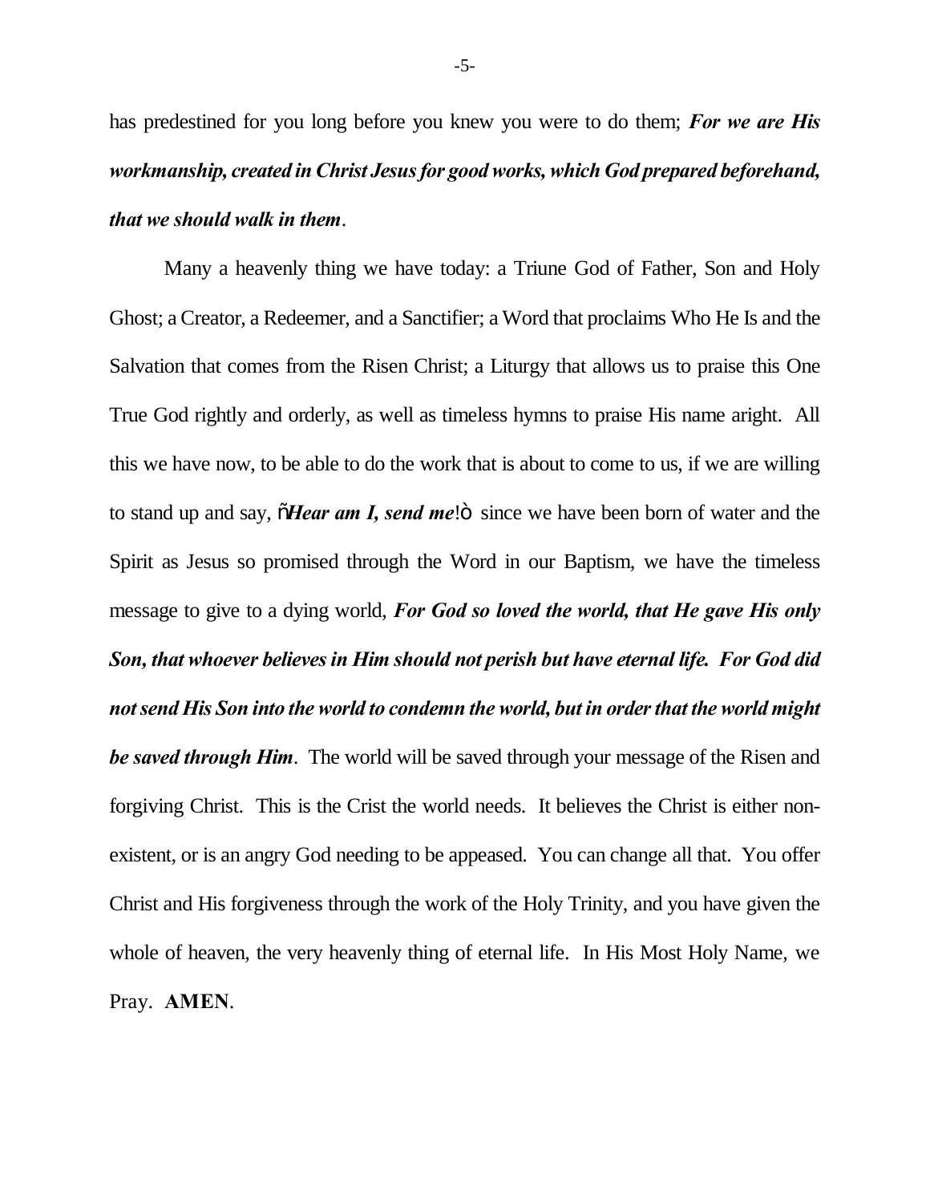has predestined for you long before you knew you were to do them; ***For we are His workmanship, created in Christ Jesus for good works, which God prepared beforehand, that we should walk in them***.

Many a heavenly thing we have today: a Triune God of Father, Son and Holy Ghost; a Creator, a Redeemer, and a Sanctifier; a Word that proclaims Who He Is and the Salvation that comes from the Risen Christ; a Liturgy that allows us to praise this One True God rightly and orderly, as well as timeless hymns to praise His name aright. All this we have now, to be able to do the work that is about to come to us, if we are willing to stand up and say, "***Hear am I, send me***!" since we have been born of water and the Spirit as Jesus so promised through the Word in our Baptism, we have the timeless message to give to a dying world, ***For God so loved the world, that He gave His only Son, that whoever believes in Him should not perish but have eternal life. For God did not send His Son into the world to condemn the world, but in order that the world might be saved through Him***. The world will be saved through your message of the Risen and forgiving Christ. This is the Crist the world needs. It believes the Christ is either non-existent, or is an angry God needing to be appeased. You can change all that. You offer Christ and His forgiveness through the work of the Holy Trinity, and you have given the whole of heaven, the very heavenly thing of eternal life. In His Most Holy Name, we Pray. **AMEN**.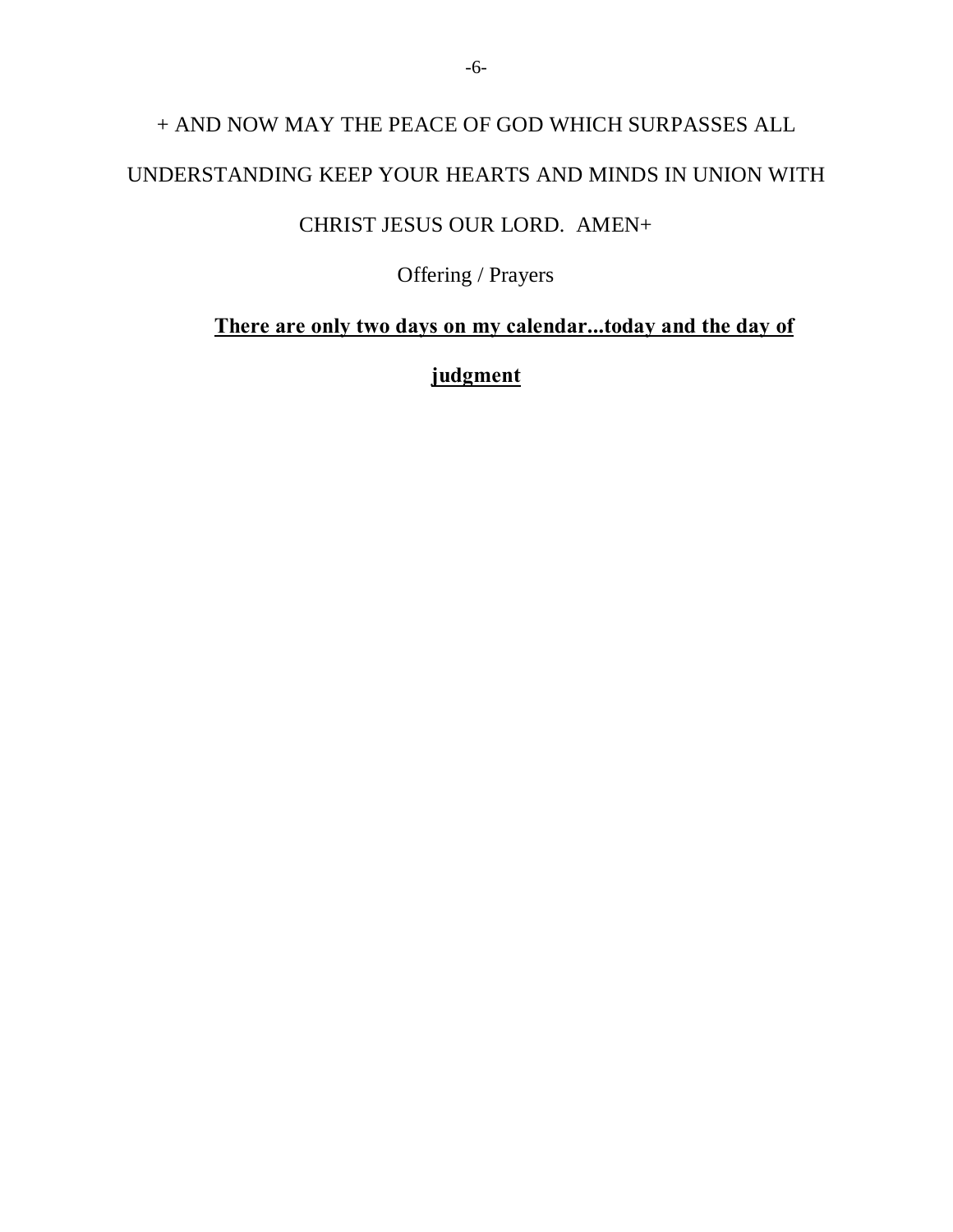+ AND NOW MAY THE PEACE OF GOD WHICH SURPASSES ALL UNDERSTANDING KEEP YOUR HEARTS AND MINDS IN UNION WITH CHRIST JESUS OUR LORD. AMEN+

Offering / Prayers

**There are only two days on my calendar...today and the day of judgment**